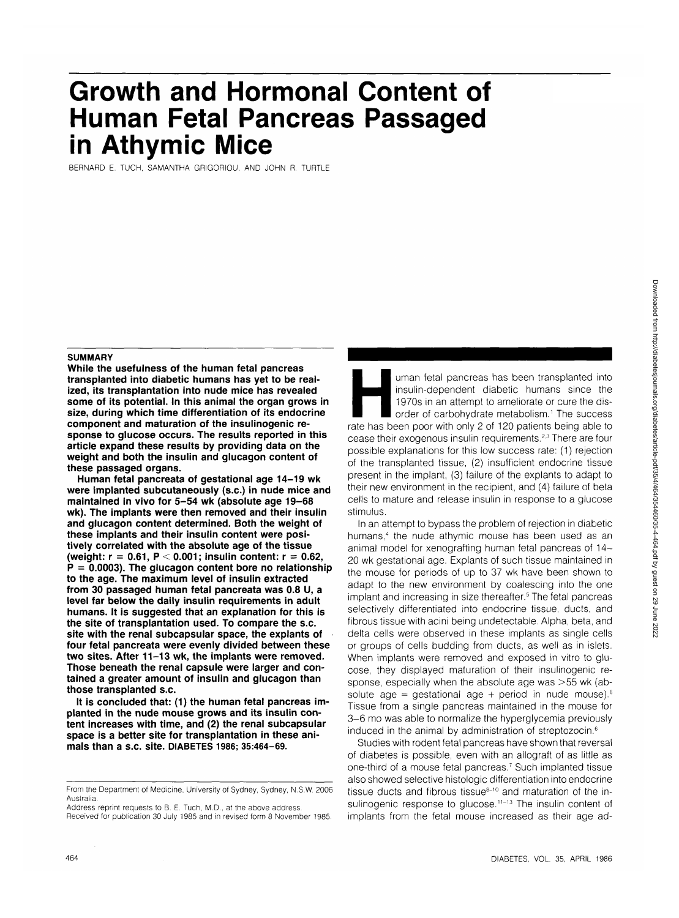# Growth and Hormonal Content of Human Fetal Pancreas Passaged in Athymic Mice

BERNARD E. TUCH, SAMANTHA GRIGORIOU, AND JOHN R. TURTLE

## SUMMARY

**While the usefulness of the human fetal pancreas transplanted into diabetic humans has yet to be realized, its transplantation into nude mice has revealed some of its potential. In this animal the organ grows in size, during which time differentiation of its endocrine component and maturation of the insulinogenic response to glucose occurs. The results reported in this article expand these results by providing data on the weight and both the insulin and glucagon content of these passaged organs.**

**Human fetal pancreata of gestational age 14–19 wk were implanted subcutaneously (s.c.) in nude mice and maintained in vivo for 5–54 wk (absolute age 19–68 wk). The implants were then removed and their insulin and glucagon content determined. Both the weight of these implants and their insulin content were positively correlated with the absolute age of the tissue (weight: $r = 0.61$, $P < 0.001$; insulin content: $r = 0.62$, $P = 0.0003$). The glucagon content bore no relationship to the age. The maximum level of insulin extracted from 30 passaged human fetal pancreata was 0.8 U, a level far below the daily insulin requirements in adult humans. It is suggested that an explanation for this is the site of transplantation used. To compare the s.c. site with the renal subcapsular space, the explants of four fetal pancreata were evenly divided between these two sites. After 11–13 wk, the implants were removed. Those beneath the renal capsule were larger and contained a greater amount of insulin and glucagon than those transplanted s.c.**

**It is concluded that: (1) the human fetal pancreas implanted in the nude mouse grows and its insulin content increases with time, and (2) the renal subcapsular space is a better site for transplantation in these animals than a s.c. site. DIABETES 1986; 35:464–69.**

Human fetal pancreas has been transplanted into insulin-dependent diabetic humans since the 1970s in an attempt to ameliorate or cure the disorder of carbohydrate metabolism.[1] The success rate has been poor with only 2 of 120 patients being able to cease their exogenous insulin requirements.[2,3] There are four possible explanations for this low success rate: (1) rejection of the transplanted tissue, (2) insufficient endocrine tissue present in the implant, (3) failure of the explants to adapt to their new environment in the recipient, and (4) failure of beta cells to mature and release insulin in response to a glucose stimulus.

In an attempt to bypass the problem of rejection in diabetic humans,[4] the nude athymic mouse has been used as an animal model for xenografting human fetal pancreas of 14–20 wk gestational age. Explants of such tissue maintained in the mouse for periods of up to 37 wk have been shown to adapt to the new environment by coalescing into the one implant and increasing in size thereafter.[5] The fetal pancreas selectively differentiated into endocrine tissue, ducts, and fibrous tissue with acini being undetectable. Alpha, beta, and delta cells were observed in these implants as single cells or groups of cells budding from ducts, as well as in islets. When implants were removed and exposed in vitro to glucose, they displayed maturation of their insulinogenic response, especially when the absolute age was >55 wk (absolute age = gestational age + period in nude mouse).[6] Tissue from a single pancreas maintained in the mouse for 3–6 mo was able to normalize the hyperglycemia previously induced in the animal by administration of streptozocin.[6]

Studies with rodent fetal pancreas have shown that reversal of diabetes is possible, even with an allograft of as little as one-third of a mouse fetal pancreas.[7] Such implanted tissue also showed selective histologic differentiation into endocrine tissue ducts and fibrous tissue[8–10] and maturation of the insulinogenic response to glucose.[11–13] The insulin content of implants from the fetal mouse increased as their age ad-

From the Department of Medicine, University of Sydney, Sydney, N.S.W. 2006 Australia.

Address reprint requests to B. E. Tuch, M.D., at the above address.

Received for publication 30 July 1985 and in revised form 8 November 1985.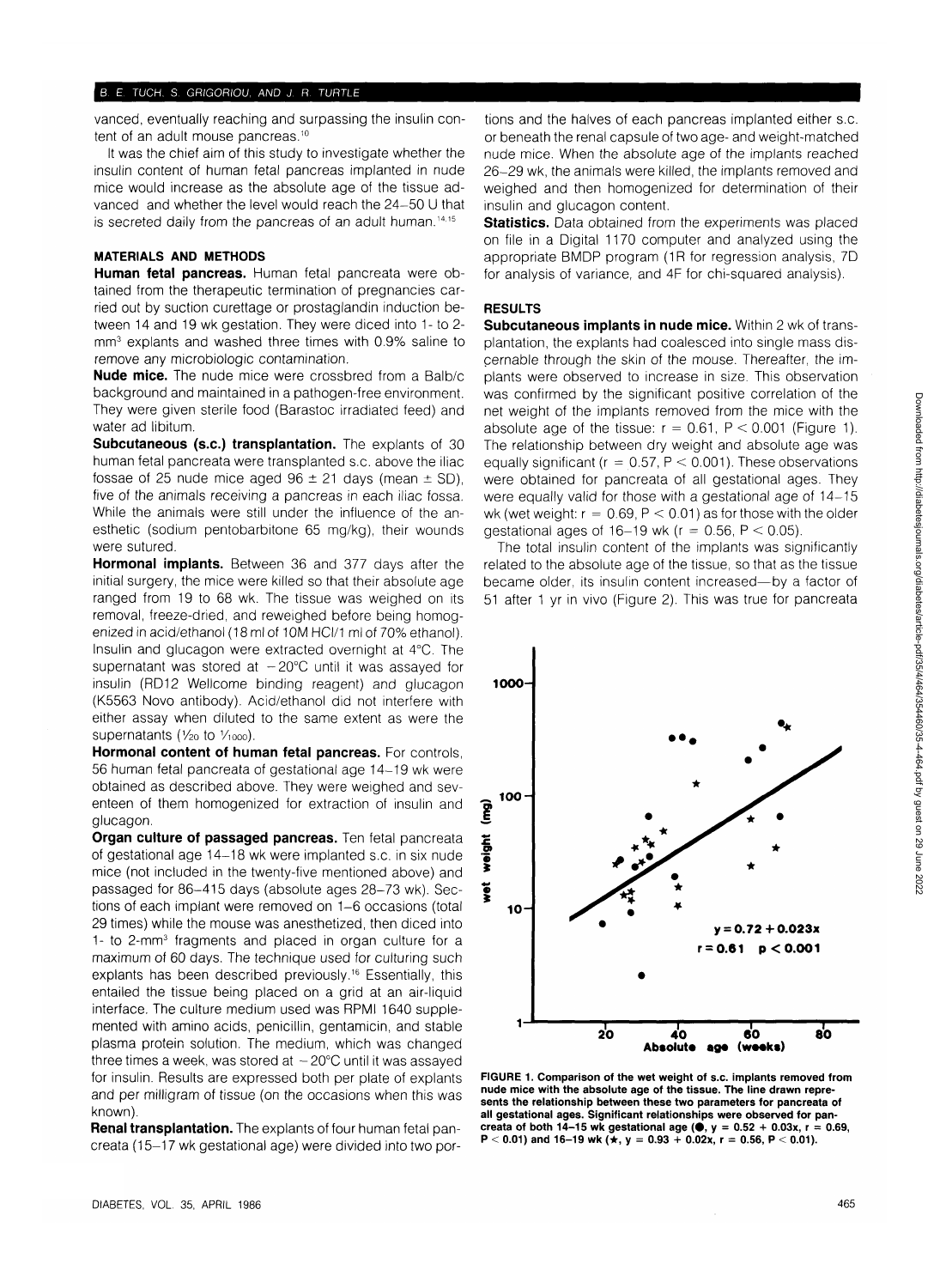vanced, eventually reaching and surpassing the insulin content of an adult mouse pancreas.[10]

It was the chief aim of this study to investigate whether the insulin content of human fetal pancreas implanted in nude mice would increase as the absolute age of the tissue advanced and whether the level would reach the 24–50 U that is secreted daily from the pancreas of an adult human.[14,15]

## MATERIALS AND METHODS

**Human fetal pancreas.** Human fetal pancreata were obtained from the therapeutic termination of pregnancies carried out by suction curettage or prostaglandin induction between 14 and 19 wk gestation. They were diced into 1- to 2-$mm^3$ explants and washed three times with 0.9% saline to remove any microbiologic contamination.

**Nude mice.** The nude mice were crossbred from a Balb/c background and maintained in a pathogen-free environment. They were given sterile food (Barastoc irradiated feed) and water ad libitum.

**Subcutaneous (s.c.) transplantation.** The explants of 30 human fetal pancreata were transplanted s.c. above the iliac fossae of 25 nude mice aged 96 ± 21 days (mean ± SD), five of the animals receiving a pancreas in each iliac fossa. While the animals were still under the influence of the anesthetic (sodium pentobarbitone 65 mg/kg), their wounds were sutured.

**Hormonal implants.** Between 36 and 377 days after the initial surgery, the mice were killed so that their absolute age ranged from 19 to 68 wk. The tissue was weighed on its removal, freeze-dried, and reweighed before being homogenized in acid/ethanol (18 ml of 10M HCl/1 ml of 70% ethanol). Insulin and glucagon were extracted overnight at 4°C. The supernatant was stored at −20°C until it was assayed for insulin (RD12 Wellcome binding reagent) and glucagon (K5563 Novo antibody). Acid/ethanol did not interfere with either assay when diluted to the same extent as were the supernatants (1/20 to 1/1000).

**Hormonal content of human fetal pancreas.** For controls, 56 human fetal pancreata of gestational age 14–19 wk were obtained as described above. They were weighed and seventeen of them homogenized for extraction of insulin and glucagon.

**Organ culture of passaged pancreas.** Ten fetal pancreata of gestational age 14–18 wk were implanted s.c. in six nude mice (not included in the twenty-five mentioned above) and passaged for 86–415 days (absolute ages 28–73 wk). Sections of each implant were removed on 1–6 occasions (total 29 times) while the mouse was anesthetized, then diced into 1- to 2-$mm^3$ fragments and placed in organ culture for a maximum of 60 days. The technique used for culturing such explants has been described previously.[16] Essentially, this entailed the tissue being placed on a grid at an air-liquid interface. The culture medium used was RPMI 1640 supplemented with amino acids, penicillin, gentamicin, and stable plasma protein solution. The medium, which was changed three times a week, was stored at −20°C until it was assayed for insulin. Results are expressed both per plate of explants and per milligram of tissue (on the occasions when this was known).

**Renal transplantation.** The explants of four human fetal pancreata (15–17 wk gestational age) were divided into two portions and the halves of each pancreas implanted either s.c. or beneath the renal capsule of two age- and weight-matched nude mice. When the absolute age of the implants reached 26–29 wk, the animals were killed, the implants removed and weighed and then homogenized for determination of their insulin and glucagon content.

**Statistics.** Data obtained from the experiments was placed on file in a Digital 1170 computer and analyzed using the appropriate BMDP program (1R for regression analysis, 7D for analysis of variance, and 4F for chi-squared analysis).

## RESULTS

**Subcutaneous implants in nude mice.** Within 2 wk of transplantation, the explants had coalesced into single mass discernable through the skin of the mouse. Thereafter, the implants were observed to increase in size. This observation was confirmed by the significant positive correlation of the net weight of the implants removed from the mice with the absolute age of the tissue: $r = 0.61$, $P < 0.001$ (Figure 1). The relationship between dry weight and absolute age was equally significant ($r = 0.57$, $P < 0.001$). These observations were obtained for pancreata of all gestational ages. They were equally valid for those with a gestational age of 14–15 wk (wet weight: $r = 0.69$, $P < 0.01$) as for those with the older gestational ages of 16–19 wk ($r = 0.56$, $P < 0.05$).

The total insulin content of the implants was significantly related to the absolute age of the tissue, so that as the tissue became older, its insulin content increased—by a factor of 51 after 1 yr in vivo (Figure 2). This was true for pancreata

1000
100
10
1
wet weight (mg)
20
40
60
80
Absolute age (weeks)
y = 0.72 + 0.023x
r = 0.61 p < 0.001

FIGURE 1. Comparison of the wet weight of s.c. implants removed from nude mice with the absolute age of the tissue. The line drawn represents the relationship between these two parameters for pancreata of all gestational ages. Significant relationships were observed for pancreata of both 14–15 wk gestational age (●, $y = 0.52 + 0.03x$, $r = 0.69$, $P < 0.01$) and 16–19 wk (★, $y = 0.93 + 0.02x$, $r = 0.56$, $P < 0.01$).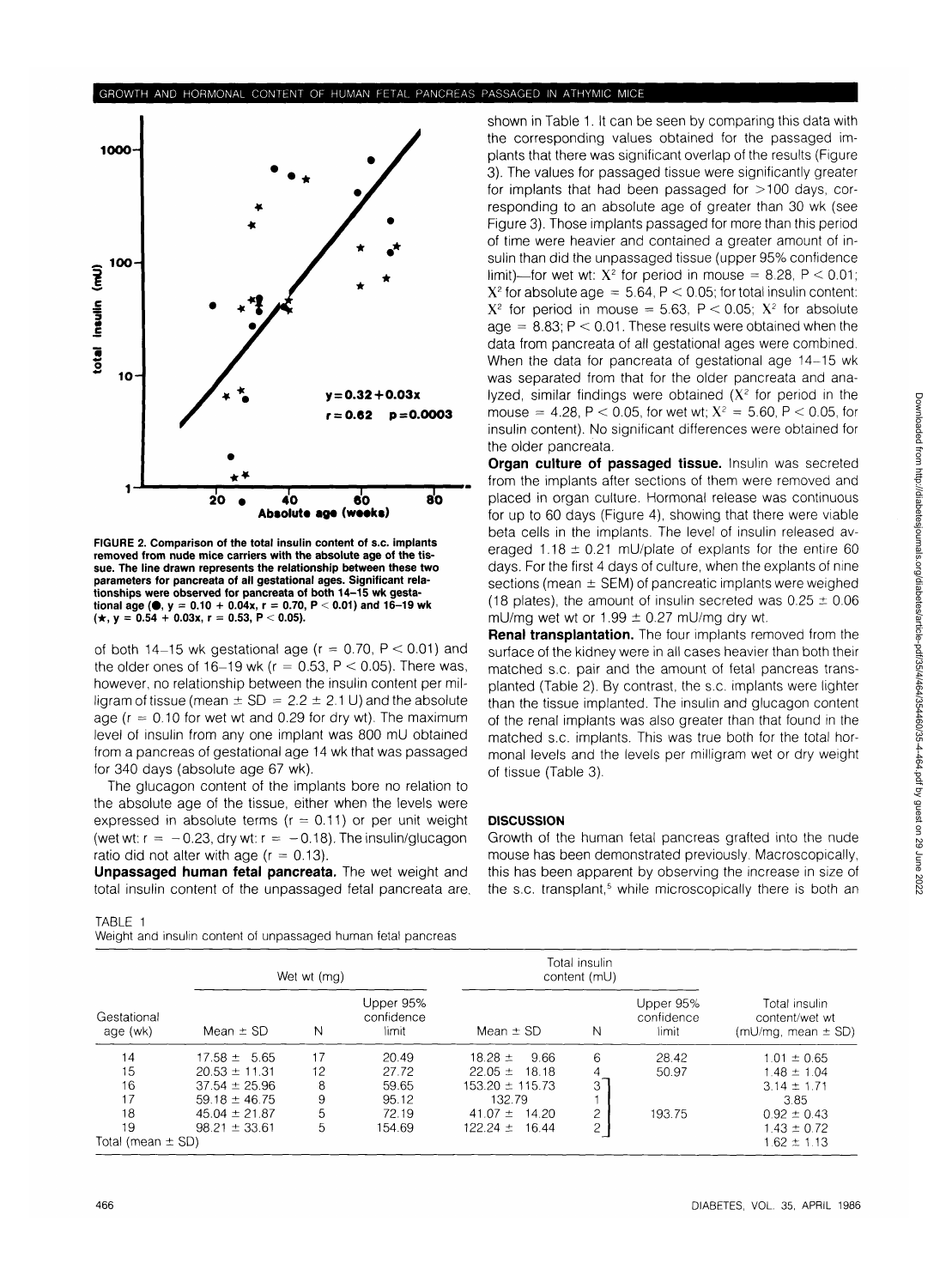1000

100

total insulin (mU)

10

1

20 40 60 80

Absolute age (weeks)

y=0.32+0.03x

r=0.62 p=0.0003

FIGURE 2. Comparison of the total insulin content of s.c. implants removed from nude mice carriers with the absolute age of the tissue. The line drawn represents the relationship between these two parameters for pancreata of all gestational ages. Significant relationships were observed for pancreata of both 14–15 wk gestational age (●, y = 0.10 + 0.04x, r = 0.70, P < 0.01) and 16–19 wk (★, y = 0.54 + 0.03x, r = 0.53, P < 0.05).

of both 14–15 wk gestational age (r = 0.70, P < 0.01) and the older ones of 16–19 wk (r = 0.53, P < 0.05). There was, however, no relationship between the insulin content per milligram of tissue (mean ± SD = 2.2 ± 2.1 U) and the absolute age (r = 0.10 for wet wt and 0.29 for dry wt). The maximum level of insulin from any one implant was 800 mU obtained from a pancreas of gestational age 14 wk that was passaged for 340 days (absolute age 67 wk).

The glucagon content of the implants bore no relation to the absolute age of the tissue, either when the levels were expressed in absolute terms (r = 0.11) or per unit weight (wet wt: r = −0.23, dry wt: r = −0.18). The insulin/glucagon ratio did not alter with age (r = 0.13).

**Unpassaged human fetal pancreata.** The wet weight and total insulin content of the unpassaged fetal pancreata are shown in Table 1. It can be seen by comparing this data with the corresponding values obtained for the passaged implants that there was significant overlap of the results (Figure 3). The values for passaged tissue were significantly greater for implants that had been passaged for >100 days, corresponding to an absolute age of greater than 30 wk (see Figure 3). Those implants passaged for more than this period of time were heavier and contained a greater amount of insulin than did the unpassaged tissue (upper 95% confidence limit)—for wet wt: $X^2$ for period in mouse = 8.28, P < 0.01; $X^2$ for absolute age = 5.64, P < 0.05; for total insulin content: $X^2$ for period in mouse = 5.63, P < 0.05; $X^2$ for absolute age = 8.83; P < 0.01. These results were obtained when the data from pancreata of all gestational ages were combined. When the data for pancreata of gestational age 14–15 wk was separated from that for the older pancreata and analyzed, similar findings were obtained ($X^2$ for period in the mouse = 4.28, P < 0.05, for wet wt; $X^2$ = 5.60, P < 0.05, for insulin content). No significant differences were obtained for the older pancreata.

**Organ culture of passaged tissue.** Insulin was secreted from the implants after sections of them were removed and placed in organ culture. Hormonal release was continuous for up to 60 days (Figure 4), showing that there were viable beta cells in the implants. The level of insulin released averaged 1.18 ± 0.21 mU/plate of explants for the entire 60 days. For the first 4 days of culture, when the explants of nine sections (mean ± SEM) of pancreatic implants were weighed (18 plates), the amount of insulin secreted was 0.25 ± 0.06 mU/mg wet wt or 1.99 ± 0.27 mU/mg dry wt.

**Renal transplantation.** The four implants removed from the surface of the kidney were in all cases heavier than both their matched s.c. pair and the amount of fetal pancreas transplanted (Table 2). By contrast, the s.c. implants were lighter than the tissue implanted. The insulin and glucagon content of the renal implants was also greater than that found in the matched s.c. implants. This was true both for the total hormonal levels and the levels per milligram wet or dry weight of tissue (Table 3).

## DISCUSSION

Growth of the human fetal pancreas grafted into the nude mouse has been demonstrated previously. Macroscopically, this has been apparent by observing the increase in size of the s.c. transplant,[5] while microscopically there is both an

TABLE 1
Weight and insulin content of unpassaged human fetal pancreas

| Gestational age (wk) | Wet wt (mg) | | | Total insulin content (mU) | | | Total insulin content/wet wt (mU/mg, mean ± SD) |
|---|---|---|---|---|---|---|---|
| | Mean ± SD | N | Upper 95% confidence limit | Mean ± SD | N | Upper 95% confidence limit | |
| 14 | 17.58 ± 5.65 | 17 | 20.49 | 18.28 ± 9.66 | 6 | 28.42 | 1.01 ± 0.65 |
| 15 | 20.53 ± 11.31 | 12 | 27.72 | 22.05 ± 18.18 | 4 | 50.97 | 1.48 ± 1.04 |
| 16 | 37.54 ± 25.96 | 8 | 59.65 | 153.20 ± 115.73 | 3 | | 3.14 ± 1.71 |
| 17 | 59.18 ± 46.75 | 9 | 95.12 | 132.79 | 1 | | 3.85 |
| 18 | 45.04 ± 21.87 | 5 | 72.19 | 41.07 ± 14.20 | 2 | 193.75 | 0.92 ± 0.43 |
| 19 | 98.21 ± 33.61 | 5 | 154.69 | 122.24 ± 16.44 | 2 | | 1.43 ± 0.72 |
| Total (mean ± SD) | | | | | | | 1.62 ± 1.13 |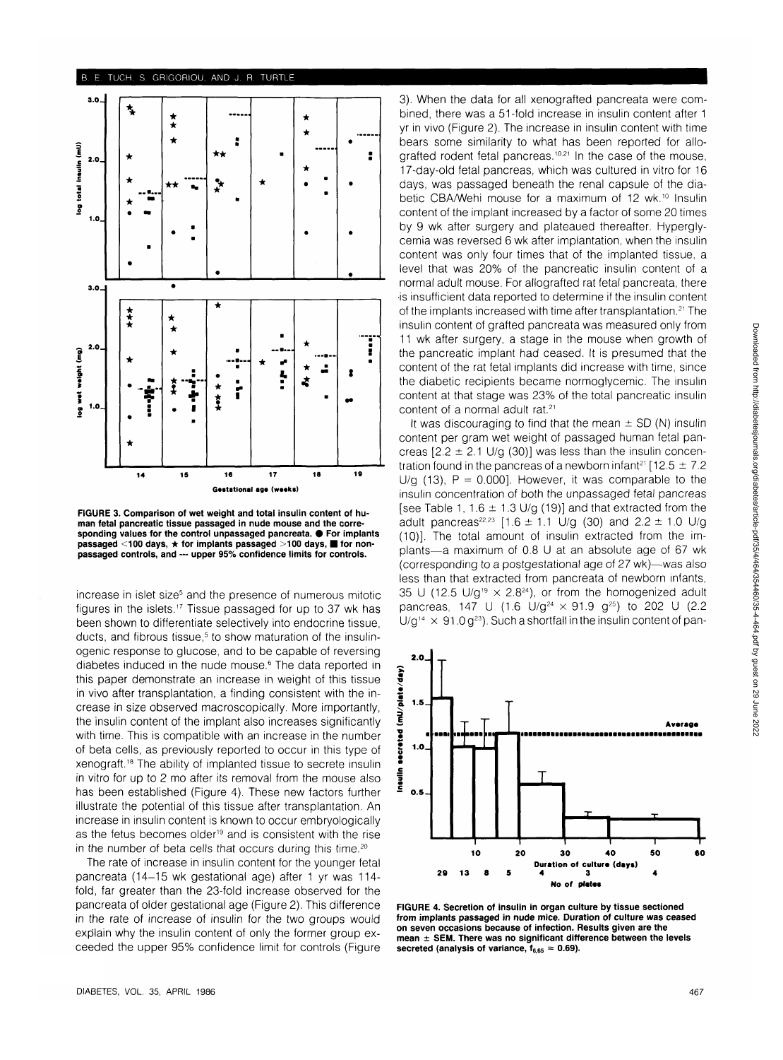3.0

2.0

1.0

log total insulin (mU)

3.0

2.0

1.0

log wet weight (mg)

14 15 16 17 18 19

Gestational age (weeks)

FIGURE 3. Comparison of wet weight and total insulin content of human fetal pancreatic tissue passaged in nude mouse and the corresponding values for the control unpassaged pancreata. ● For implants passaged <100 days, ★ for implants passaged >100 days, ■ for non-passaged controls, and --- upper 95% confidence limits for controls.

increase in islet size[5] and the presence of numerous mitotic figures in the islets.[17] Tissue passaged for up to 37 wk has been shown to differentiate selectively into endocrine tissue, ducts, and fibrous tissue,[5] to show maturation of the insulinogenic response to glucose, and to be capable of reversing diabetes induced in the nude mouse.[6] The data reported in this paper demonstrate an increase in weight of this tissue in vivo after transplantation, a finding consistent with the increase in size observed macroscopically. More importantly, the insulin content of the implant also increases significantly with time. This is compatible with an increase in the number of beta cells, as previously reported to occur in this type of xenograft.[18] The ability of implanted tissue to secrete insulin in vitro for up to 2 mo after its removal from the mouse also has been established (Figure 4). These new factors further illustrate the potential of this tissue after transplantation. An increase in insulin content is known to occur embryologically as the fetus becomes older[19] and is consistent with the rise in the number of beta cells that occurs during this time.[20]

The rate of increase in insulin content for the younger fetal pancreata (14–15 wk gestational age) after 1 yr was 114-fold, far greater than the 23-fold increase observed for the pancreata of older gestational age (Figure 2). This difference in the rate of increase of insulin for the two groups would explain why the insulin content of only the former group exceeded the upper 95% confidence limit for controls (Figure 3). When the data for all xenografted pancreata were combined, there was a 51-fold increase in insulin content after 1 yr in vivo (Figure 2). The increase in insulin content with time bears some similarity to what has been reported for allografted rodent fetal pancreas.[10,21] In the case of the mouse, 17-day-old fetal pancreas, which was cultured in vitro for 16 days, was passaged beneath the renal capsule of the diabetic CBA/Wehi mouse for a maximum of 12 wk.[10] Insulin content of the implant increased by a factor of some 20 times by 9 wk after surgery and plateaued thereafter. Hyperglycemia was reversed 6 wk after implantation, when the insulin content was only four times that of the implanted tissue, a level that was 20% of the pancreatic insulin content of a normal adult mouse. For allografted rat fetal pancreata, there is insufficient data reported to determine if the insulin content of the implants increased with time after transplantation.[21] The insulin content of grafted pancreata was measured only from 11 wk after surgery, a stage in the mouse when growth of the pancreatic implant had ceased. It is presumed that the content of the rat fetal implants did increase with time, since the diabetic recipients became normoglycemic. The insulin content at that stage was 23% of the total pancreatic insulin content of a normal adult rat.[21]

It was discouraging to find that the mean ± SD (N) insulin content per gram wet weight of passaged human fetal pancreas [2.2 ± 2.1 U/g (30)] was less than the insulin concentration found in the pancreas of a newborn infant[21] [12.5 ± 7.2 U/g (13), $P = 0.000$]. However, it was comparable to the insulin concentration of both the unpassaged fetal pancreas [see Table 1, 1.6 ± 1.3 U/g (19)] and that extracted from the adult pancreas[22,23] [1.6 ± 1.1 U/g (30) and 2.2 ± 1.0 U/g (10)]. The total amount of insulin extracted from the implants—a maximum of 0.8 U at an absolute age of 67 wk (corresponding to a postgestational age of 27 wk)—was also less than that extracted from pancreata of newborn infants, 35 U (12.5 U/g[19] × 2.8[24]), or from the homogenized adult pancreas, 147 U (1.6 U/g[24] × 91.9 g[25]) to 202 U (2.2 U/g[14] × 91.0 g[23]). Such a shortfall in the insulin content of pan-

2.0

1.5

1.0

0.5

Insulin secreted (mU/plate/day)

Average

10 20 30 40 50 60

Duration of culture (days)

29 13 8 5 4 3 4

No of plates

FIGURE 4. Secretion of insulin in organ culture by tissue sectioned from implants passaged in nude mice. Duration of culture was ceased on seven occasions because of infection. Results given are the mean ± SEM. There was no significant difference between the levels secreted (analysis of variance, $f_{6,65} = 0.69$).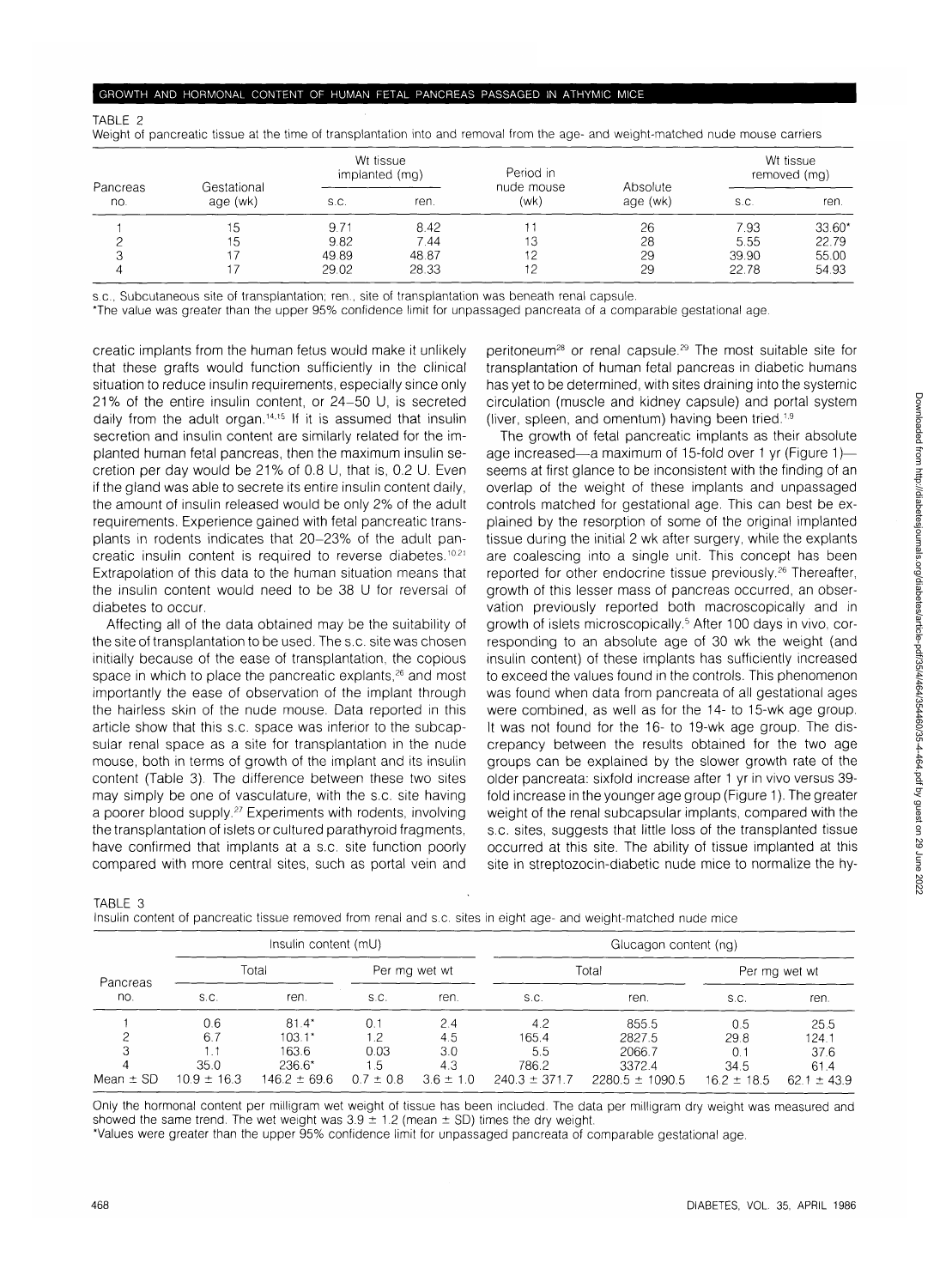TABLE 2
Weight of pancreatic tissue at the time of transplantation into and removal from the age- and weight-matched nude mouse carriers

| Pancreas no. | Gestational age (wk) | Wt tissue implanted (mg) | | Period in nude mouse (wk) | Absolute age (wk) | Wt tissue removed (mg) | |
|---|---|---|---|---|---|---|---|
| | | s.c. | ren. | | | s.c. | ren. |
| 1 | 15 | 9.71 | 8.42 | 11 | 26 | 7.93 | 33.60* |
| 2 | 15 | 9.82 | 7.44 | 13 | 28 | 5.55 | 22.79 |
| 3 | 17 | 49.89 | 48.87 | 12 | 29 | 39.90 | 55.00 |
| 4 | 17 | 29.02 | 28.33 | 12 | 29 | 22.78 | 54.93 |

s.c., Subcutaneous site of transplantation; ren., site of transplantation was beneath renal capsule.
*The value was greater than the upper 95% confidence limit for unpassaged pancreata of a comparable gestational age.

creatic implants from the human fetus would make it unlikely that these grafts would function sufficiently in the clinical situation to reduce insulin requirements, especially since only 21% of the entire insulin content, or 24–50 U, is secreted daily from the adult organ.[14,15] If it is assumed that insulin secretion and insulin content are similarly related for the implanted human fetal pancreas, then the maximum insulin secretion per day would be 21% of 0.8 U, that is, 0.2 U. Even if the gland was able to secrete its entire insulin content daily, the amount of insulin released would be only 2% of the adult requirements. Experience gained with fetal pancreatic transplants in rodents indicates that 20–23% of the adult pancreatic insulin content is required to reverse diabetes.[10,21] Extrapolation of this data to the human situation means that the insulin content would need to be 38 U for reversal of diabetes to occur.

Affecting all of the data obtained may be the suitability of the site of transplantation to be used. The s.c. site was chosen initially because of the ease of transplantation, the copious space in which to place the pancreatic explants,[26] and most importantly the ease of observation of the implant through the hairless skin of the nude mouse. Data reported in this article show that this s.c. space was inferior to the subcapsular renal space as a site for transplantation in the nude mouse, both in terms of growth of the implant and its insulin content (Table 3). The difference between these two sites may simply be one of vasculature, with the s.c. site having a poorer blood supply.[27] Experiments with rodents, involving the transplantation of islets or cultured parathyroid fragments, have confirmed that implants at a s.c. site function poorly compared with more central sites, such as portal vein and peritoneum[28] or renal capsule.[29] The most suitable site for transplantation of human fetal pancreas in diabetic humans has yet to be determined, with sites draining into the systemic circulation (muscle and kidney capsule) and portal system (liver, spleen, and omentum) having been tried.[1,9]

The growth of fetal pancreatic implants as their absolute age increased—a maximum of 15-fold over 1 yr (Figure 1)—seems at first glance to be inconsistent with the finding of an overlap of the weight of these implants and unpassaged controls matched for gestational age. This can best be explained by the resorption of some of the original implanted tissue during the initial 2 wk after surgery, while the explants are coalescing into a single unit. This concept has been reported for other endocrine tissue previously.[26] Thereafter, growth of this lesser mass of pancreas occurred, an observation previously reported both macroscopically and in growth of islets microscopically.[5] After 100 days in vivo, corresponding to an absolute age of 30 wk the weight (and insulin content) of these implants has sufficiently increased to exceed the values found in the controls. This phenomenon was found when data from pancreata of all gestational ages were combined, as well as for the 14- to 15-wk age group. It was not found for the 16- to 19-wk age group. The discrepancy between the results obtained for the two age groups can be explained by the slower growth rate of the older pancreata: sixfold increase after 1 yr in vivo versus 39-fold increase in the younger age group (Figure 1). The greater weight of the renal subcapsular implants, compared with the s.c. sites, suggests that little loss of the transplanted tissue occurred at this site. The ability of tissue implanted at this site in streptozocin-diabetic nude mice to normalize the hy-

TABLE 3
Insulin content of pancreatic tissue removed from renal and s.c. sites in eight age- and weight-matched nude mice

| Pancreas no. | Insulin content (mU) | | | | Glucagon content (ng) | | | |
|---|---|---|---|---|---|---|---|---|
| | Total | | Per mg wet wt | | Total | | Per mg wet wt | |
| | s.c. | ren. | s.c. | ren. | s.c. | ren. | s.c. | ren. |
| 1 | 0.6 | 81.4* | 0.1 | 2.4 | 4.2 | 855.5 | 0.5 | 25.5 |
| 2 | 6.7 | 103.1* | 1.2 | 4.5 | 165.4 | 2827.5 | 29.8 | 124.1 |
| 3 | 1.1 | 163.6 | 0.03 | 3.0 | 5.5 | 2066.7 | 0.1 | 37.6 |
| 4 | 35.0 | 236.6* | 1.5 | 4.3 | 786.2 | 3372.4 | 34.5 | 61.4 |
| Mean ± SD | 10.9 ± 16.3 | 146.2 ± 69.6 | 0.7 ± 0.8 | 3.6 ± 1.0 | 240.3 ± 371.7 | 2280.5 ± 1090.5 | 16.2 ± 18.5 | 62.1 ± 43.9 |

Only the hormonal content per milligram wet weight of tissue has been included. The data per milligram dry weight was measured and showed the same trend. The wet weight was 3.9 ± 1.2 (mean ± SD) times the dry weight.
*Values were greater than the upper 95% confidence limit for unpassaged pancreata of comparable gestational age.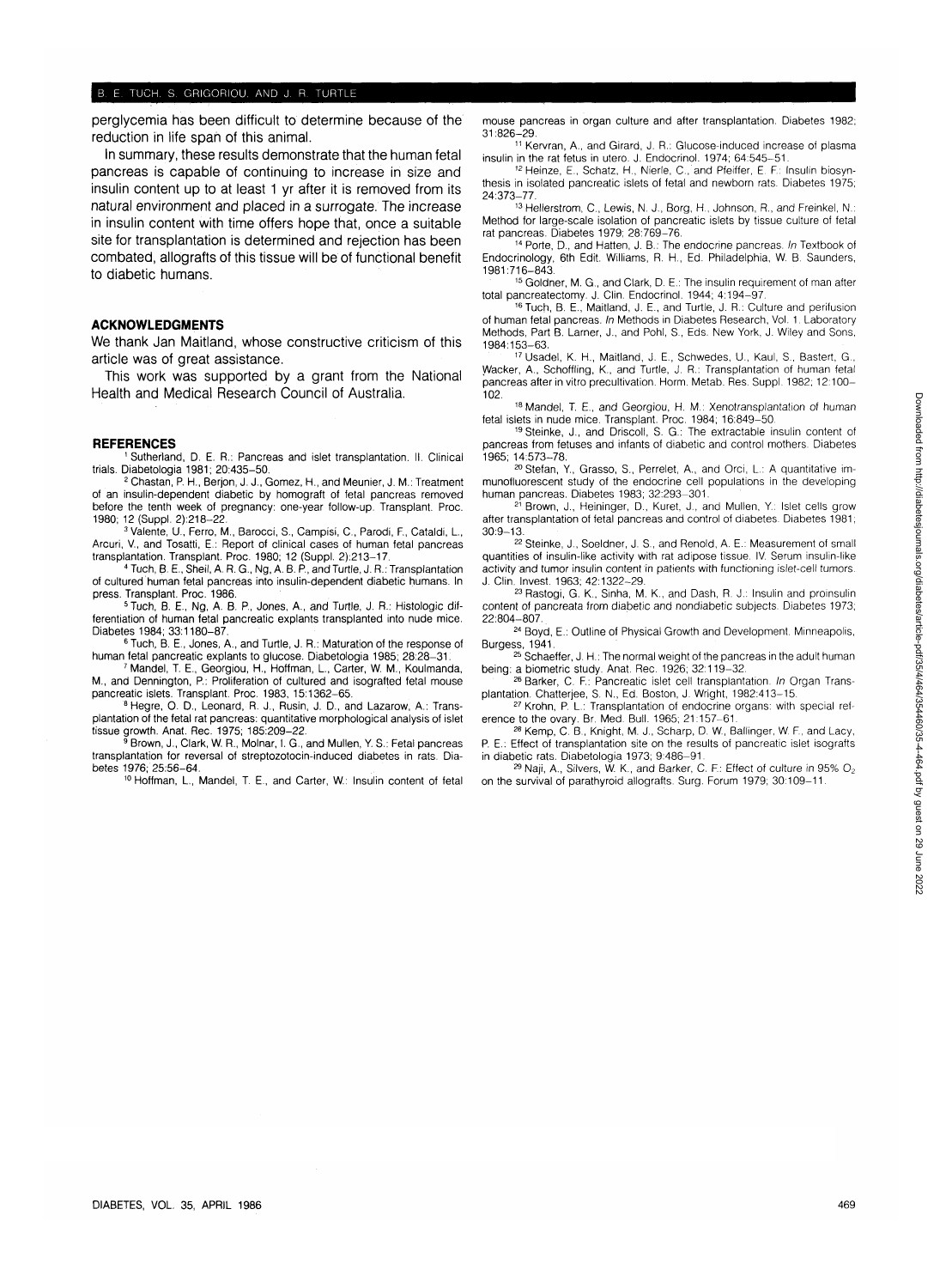perglycemia has been difficult to determine because of the reduction in life span of this animal.

In summary, these results demonstrate that the human fetal pancreas is capable of continuing to increase in size and insulin content up to at least 1 yr after it is removed from its natural environment and placed in a surrogate. The increase in insulin content with time offers hope that, once a suitable site for transplantation is determined and rejection has been combated, allografts of this tissue will be of functional benefit to diabetic humans.

## ACKNOWLEDGMENTS

We thank Jan Maitland, whose constructive criticism of this article was of great assistance.

This work was supported by a grant from the National Health and Medical Research Council of Australia.

## REFERENCES

[1] Sutherland, D. E. R.: Pancreas and islet transplantation. II. Clinical trials. Diabetologia 1981; 20:435–50.

[2] Chastan, P. H., Berjon, J. J., Gomez, H., and Meunier, J. M.: Treatment of an insulin-dependent diabetic by homograft of fetal pancreas removed before the tenth week of pregnancy: one-year follow-up. Transplant. Proc. 1980; 12 (Suppl. 2):218–22.

[3] Valente, U., Ferro, M., Barocci, S., Campisi, C., Parodi, F., Cataldi, L., Arcuri, V., and Tosatti, E.: Report of clinical cases of human fetal pancreas transplantation. Transplant. Proc. 1980; 12 (Suppl. 2):213–17.

[4] Tuch, B. E., Sheil, A. R. G., Ng, A. B. P., and Turtle, J. R.: Transplantation of cultured human fetal pancreas into insulin-dependent diabetic humans. In press. Transplant. Proc. 1986.

[5] Tuch, B. E., Ng, A. B. P., Jones, A., and Turtle, J. R.: Histologic differentiation of human fetal pancreatic explants transplanted into nude mice. Diabetes 1984; 33:1180–87.

[6] Tuch, B. E., Jones, A., and Turtle, J. R.: Maturation of the response of human fetal pancreatic explants to glucose. Diabetologia 1985; 28:28–31.

[7] Mandel, T. E., Georgiou, H., Hoffman, L., Carter, W. M., Koulmanda, M., and Dennington, P.: Proliferation of cultured and isografted fetal mouse pancreatic islets. Transplant. Proc. 1983; 15:1362–65.

[8] Hegre, O. D., Leonard, R. J., Rusin, J. D., and Lazarow, A.: Transplantation of the fetal rat pancreas: quantitative morphological analysis of islet tissue growth. Anat. Rec. 1975; 185:209–22.

[9] Brown, J., Clark, W. R., Molnar, I. G., and Mullen, Y. S.: Fetal pancreas transplantation for reversal of streptozotocin-induced diabetes in rats. Diabetes 1976; 25:56–64.

[10] Hoffman, L., Mandel, T. E., and Carter, W.: Insulin content of fetal mouse pancreas in organ culture and after transplantation. Diabetes 1982; 31:826–29.

[11] Kervran, A., and Girard, J. R.: Glucose-induced increase of plasma insulin in the rat fetus in utero. J. Endocrinol. 1974; 64:545–51.

[12] Heinze, E., Schatz, H., Nierle, C., and Pfeiffer, E. F.: Insulin biosynthesis in isolated pancreatic islets of fetal and newborn rats. Diabetes 1975; 24:373–77.

[13] Hellerstrom, C., Lewis, N. J., Borg, H., Johnson, R., and Freinkel, N.: Method for large-scale isolation of pancreatic islets by tissue culture of fetal rat pancreas. Diabetes 1979; 28:769–76.

[14] Porte, D., and Hatten, J. B.: The endocrine pancreas. *In* Textbook of Endocrinology, 6th Edit. Williams, R. H., Ed. Philadelphia, W. B. Saunders, 1981:716–843.

[15] Goldner, M. G., and Clark, D. E.: The insulin requirement of man after total pancreatectomy. J. Clin. Endocrinol. 1944; 4:194–97.

[16] Tuch, B. E., Maitland, J. E., and Turtle, J. R.: Culture and perifusion of human fetal pancreas. *In* Methods in Diabetes Research, Vol. 1. Laboratory Methods, Part B. Larner, J., and Pohl, S., Eds. New York, J. Wiley and Sons, 1984:153–63.

[17] Usadel, K. H., Maitland, J. E., Schwedes, U., Kaul, S., Bastert, G., Wacker, A., Schoffling, K., and Turtle, J. R.: Transplantation of human fetal pancreas after in vitro precultivation. Horm. Metab. Res. Suppl. 1982; 12:100–102.

[18] Mandel, T. E., and Georgiou, H. M.: Xenotransplantation of human fetal islets in nude mice. Transplant. Proc. 1984; 16:849–50.

[19] Steinke, J., and Driscoll, S. G.: The extractable insulin content of pancreas from fetuses and infants of diabetic and control mothers. Diabetes 1965; 14:573–78.

[20] Stefan, Y., Grasso, S., Perrelet, A., and Orci, L.: A quantitative immunofluorescent study of the endocrine cell populations in the developing human pancreas. Diabetes 1983; 32:293–301.

[21] Brown, J., Heininger, D., Kuret, J., and Mullen, Y.: Islet cells grow after transplantation of fetal pancreas and control of diabetes. Diabetes 1981; 30:9–13.

[22] Steinke, J., Soeldner, J. S., and Renold, A. E.: Measurement of small quantities of insulin-like activity with rat adipose tissue. IV. Serum insulin-like activity and tumor insulin content in patients with functioning islet-cell tumors. J. Clin. Invest. 1963; 42:1322–29.

[23] Rastogi, G. K., Sinha, M. K., and Dash, R. J.: Insulin and proinsulin content of pancreata from diabetic and nondiabetic subjects. Diabetes 1973; 22:804–807.

[24] Boyd, E.: Outline of Physical Growth and Development. Minneapolis, Burgess, 1941.

[25] Schaeffer, J. H.: The normal weight of the pancreas in the adult human being: a biometric study. Anat. Rec. 1926; 32:119–32.

[26] Barker, C. F.: Pancreatic islet cell transplantation. *In* Organ Transplantation. Chatterjee, S. N., Ed. Boston, J. Wright, 1982:413–15.

[27] Krohn, P. L.: Transplantation of endocrine organs: with special reference to the ovary. Br. Med. Bull. 1965; 21:157–61.

[28] Kemp, C. B., Knight, M. J., Scharp, D. W., Ballinger, W. F., and Lacy, P. E.: Effect of transplantation site on the results of pancreatic islet isografts in diabetic rats. Diabetologia 1973; 9:486–91.

[29] Naji, A., Silvers, W. K., and Barker, C. F.: Effect of culture in 95% $O_2$ on the survival of parathyroid allografts. Surg. Forum 1979; 30:109–11.